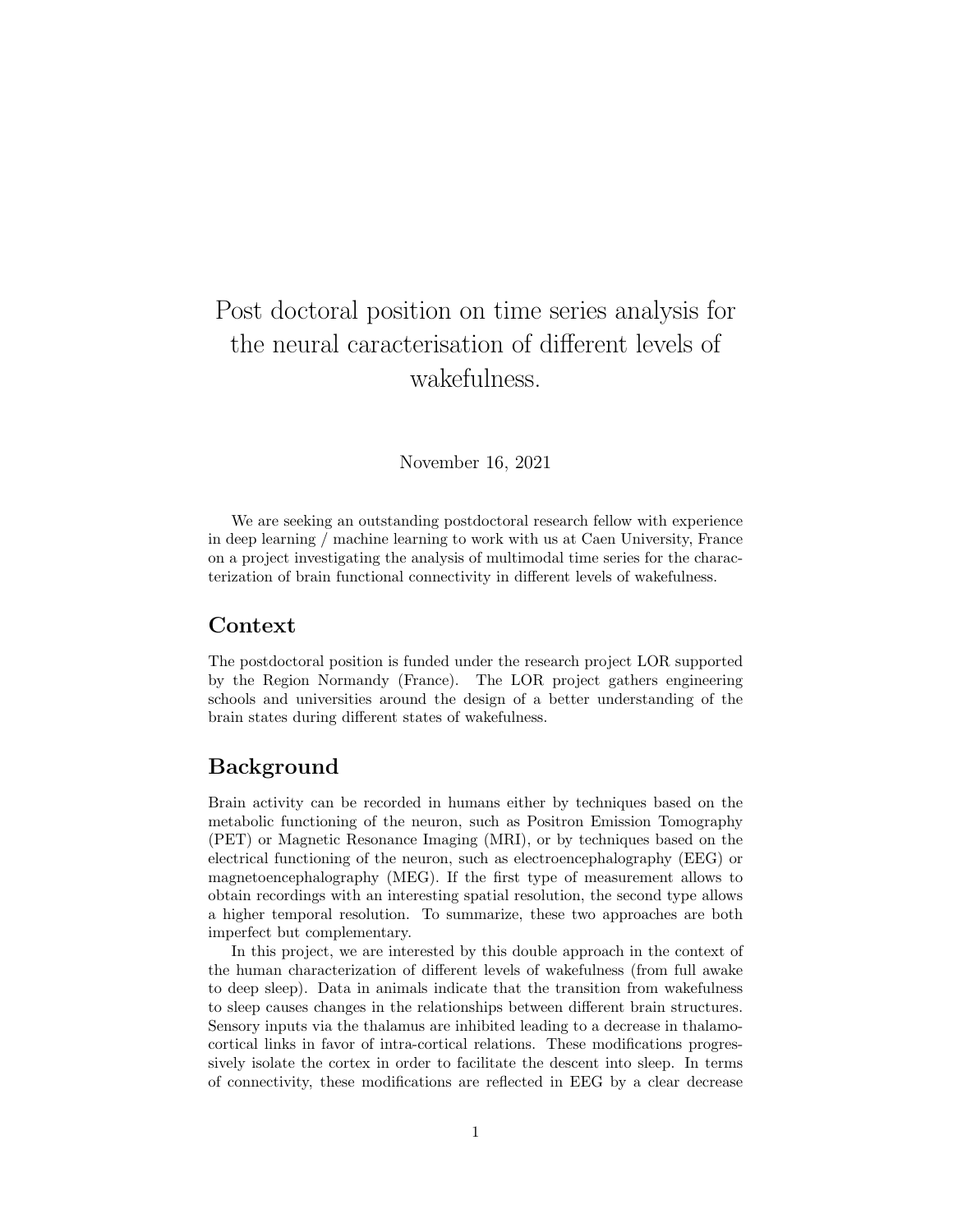# Post doctoral position on time series analysis for the neural caracterisation of different levels of wakefulness.

November 16, 2021

We are seeking an outstanding postdoctoral research fellow with experience in deep learning / machine learning to work with us at Caen University, France on a project investigating the analysis of multimodal time series for the characterization of brain functional connectivity in different levels of wakefulness.

## Context

The postdoctoral position is funded under the research project LOR supported by the Region Normandy (France). The LOR project gathers engineering schools and universities around the design of a better understanding of the brain states during different states of wakefulness.

## Background

Brain activity can be recorded in humans either by techniques based on the metabolic functioning of the neuron, such as Positron Emission Tomography (PET) or Magnetic Resonance Imaging (MRI), or by techniques based on the electrical functioning of the neuron, such as electroencephalography (EEG) or magnetoencephalography (MEG). If the first type of measurement allows to obtain recordings with an interesting spatial resolution, the second type allows a higher temporal resolution. To summarize, these two approaches are both imperfect but complementary.

In this project, we are interested by this double approach in the context of the human characterization of different levels of wakefulness (from full awake to deep sleep). Data in animals indicate that the transition from wakefulness to sleep causes changes in the relationships between different brain structures. Sensory inputs via the thalamus are inhibited leading to a decrease in thalamo-cortical links in favor of intra-cortical relations. These modifications progressively isolate the cortex in order to facilitate the descent into sleep. In terms of connectivity, these modifications are reflected in EEG by a clear decrease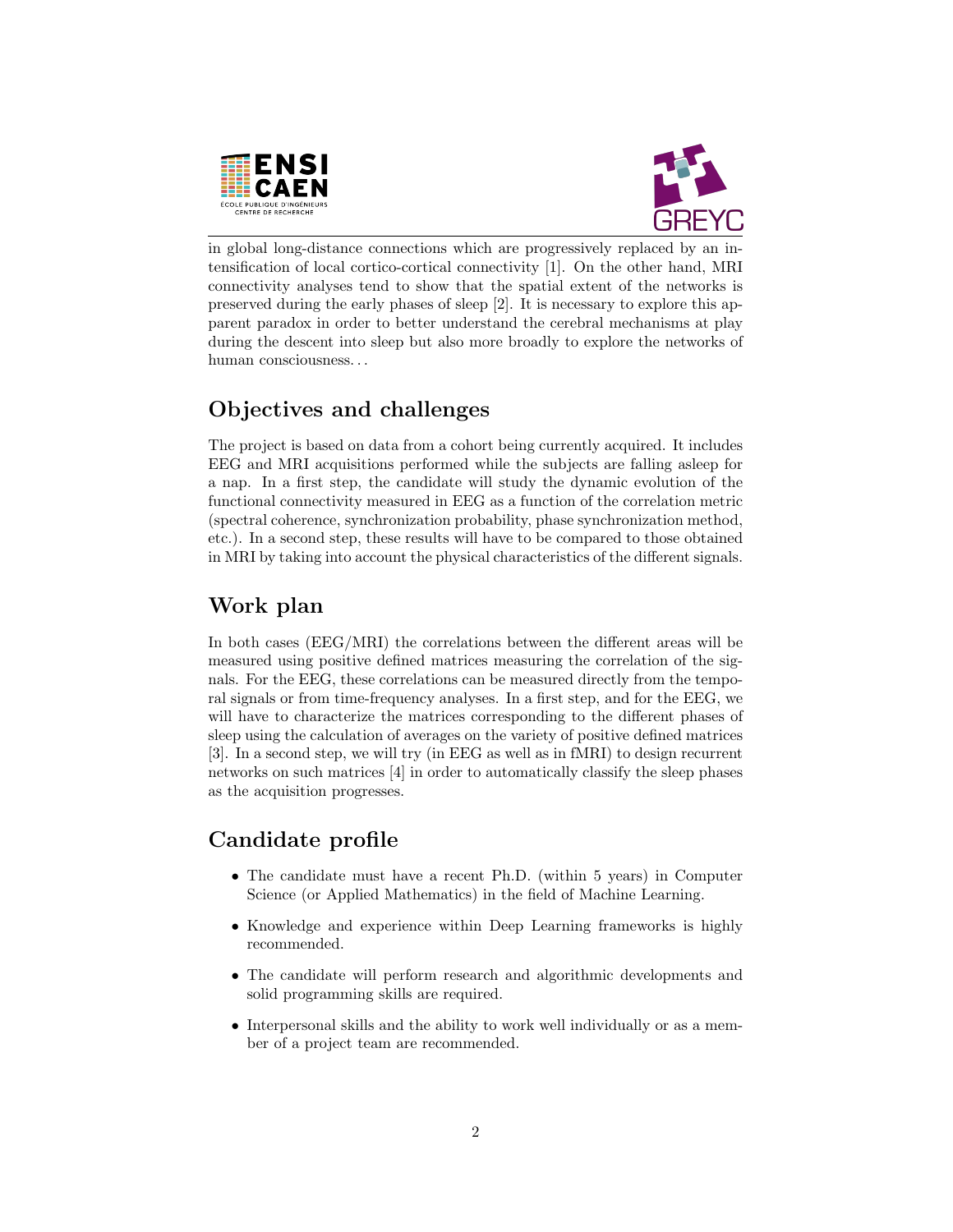in global long-distance connections which are progressively replaced by an intensification of local cortico-cortical connectivity [1]. On the other hand, MRI connectivity analyses tend to show that the spatial extent of the networks is preserved during the early phases of sleep [2]. It is necessary to explore this apparent paradox in order to better understand the cerebral mechanisms at play during the descent into sleep but also more broadly to explore the networks of human consciousness...

## Objectives and challenges

The project is based on data from a cohort being currently acquired. It includes EEG and MRI acquisitions performed while the subjects are falling asleep for a nap. In a first step, the candidate will study the dynamic evolution of the functional connectivity measured in EEG as a function of the correlation metric (spectral coherence, synchronization probability, phase synchronization method, etc.). In a second step, these results will have to be compared to those obtained in MRI by taking into account the physical characteristics of the different signals.

## Work plan

In both cases (EEG/MRI) the correlations between the different areas will be measured using positive defined matrices measuring the correlation of the signals. For the EEG, these correlations can be measured directly from the temporal signals or from time-frequency analyses. In a first step, and for the EEG, we will have to characterize the matrices corresponding to the different phases of sleep using the calculation of averages on the variety of positive defined matrices [3]. In a second step, we will try (in EEG as well as in fMRI) to design recurrent networks on such matrices [4] in order to automatically classify the sleep phases as the acquisition progresses.

## Candidate profile

- The candidate must have a recent Ph.D. (within 5 years) in Computer Science (or Applied Mathematics) in the field of Machine Learning.
- Knowledge and experience within Deep Learning frameworks is highly recommended.
- The candidate will perform research and algorithmic developments and solid programming skills are required.
- Interpersonal skills and the ability to work well individually or as a member of a project team are recommended.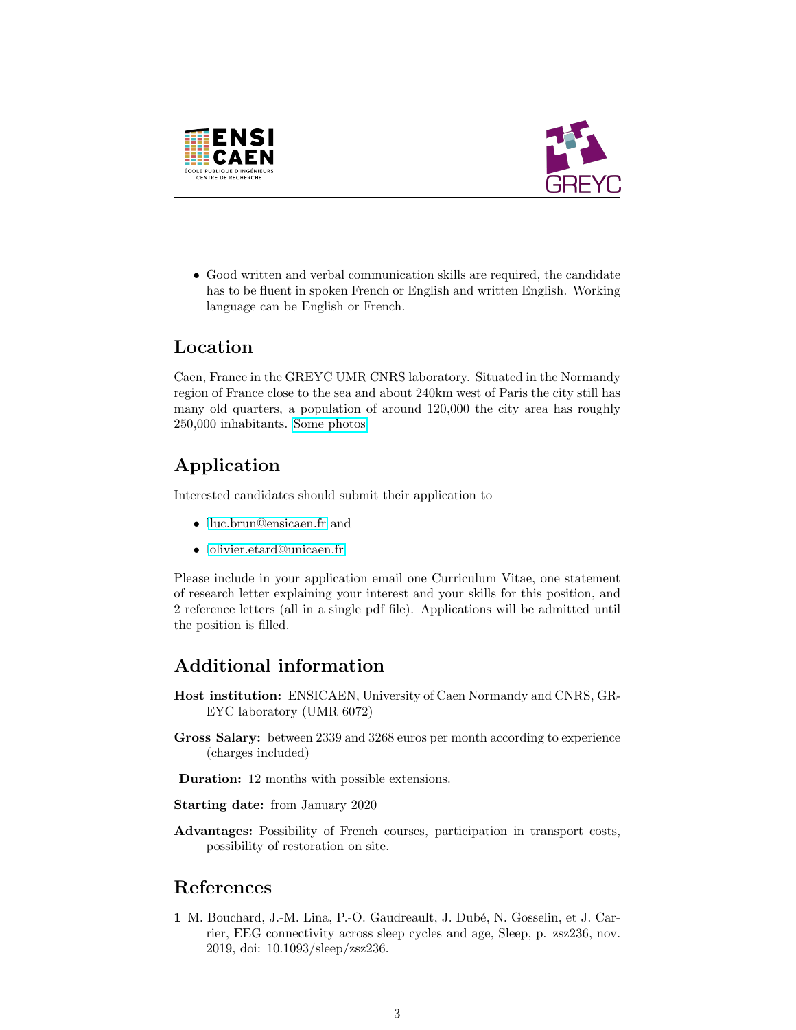- Good written and verbal communication skills are required, the candidate has to be fluent in spoken French or English and written English. Working language can be English or French.

## Location

Caen, France in the GREYC UMR CNRS laboratory. Situated in the Normandy region of France close to the sea and about 240km west of Paris the city still has many old quarters, a population of around 120,000 the city area has roughly 250,000 inhabitants. Some photos

## Application

Interested candidates should submit their application to

- luc.brun@ensicaen.fr and
- olivier.etard@unicaen.fr

Please include in your application email one Curriculum Vitae, one statement of research letter explaining your interest and your skills for this position, and 2 reference letters (all in a single pdf file). Applications will be admitted until the position is filled.

## Additional information

**Host institution:** ENSICAEN, University of Caen Normandy and CNRS, GREYC laboratory (UMR 6072)

**Gross Salary:** between 2339 and 3268 euros per month according to experience (charges included)

**Duration:** 12 months with possible extensions.

**Starting date:** from January 2020

**Advantages:** Possibility of French courses, participation in transport costs, possibility of restoration on site.

## References

**1** M. Bouchard, J.-M. Lina, P.-O. Gaudreault, J. Dubé, N. Gosselin, et J. Carrier, EEG connectivity across sleep cycles and age, Sleep, p. zsz236, nov. 2019, doi: 10.1093/sleep/zsz236.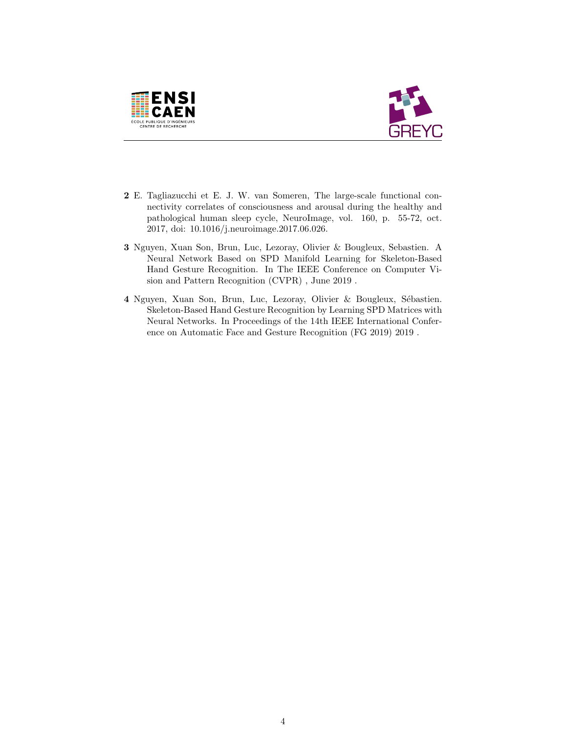**2** E. Tagliazucchi et E. J. W. van Someren, The large-scale functional connectivity correlates of consciousness and arousal during the healthy and pathological human sleep cycle, NeuroImage, vol. 160, p. 55-72, oct. 2017, doi: 10.1016/j.neuroimage.2017.06.026.

**3** Nguyen, Xuan Son, Brun, Luc, Lezoray, Olivier & Bougleux, Sebastien. A Neural Network Based on SPD Manifold Learning for Skeleton-Based Hand Gesture Recognition. In The IEEE Conference on Computer Vision and Pattern Recognition (CVPR) , June 2019 .

**4** Nguyen, Xuan Son, Brun, Luc, Lezoray, Olivier & Bougleux, Sébastien. Skeleton-Based Hand Gesture Recognition by Learning SPD Matrices with Neural Networks. In Proceedings of the 14th IEEE International Conference on Automatic Face and Gesture Recognition (FG 2019) 2019 .